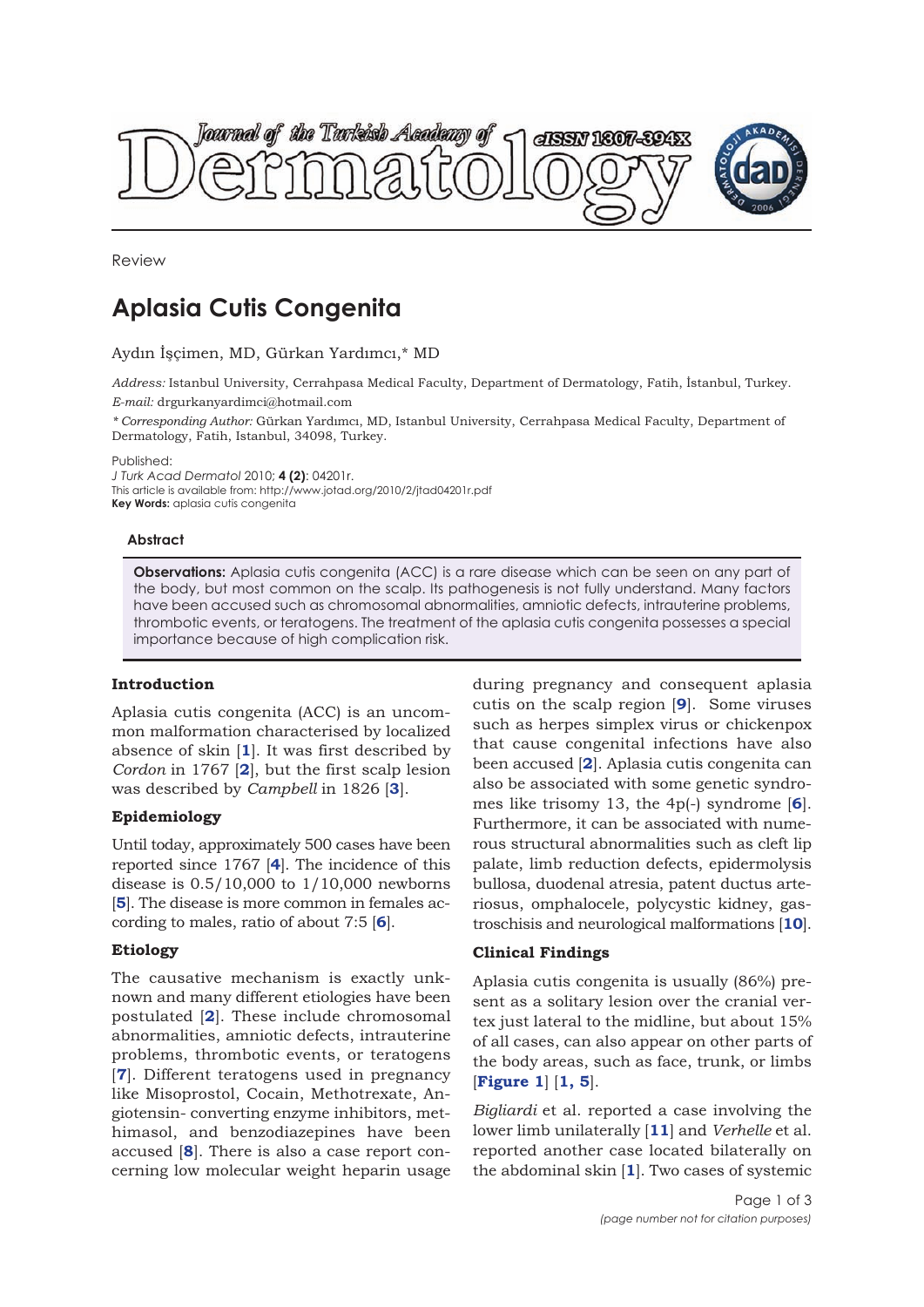Review

# Aplasia Cutis Congenita

Aydın İşçimen, MD, Gürkan Yardımcı,* MD

*Address:* Istanbul University, Cerrahpasa Medical Faculty, Department of Dermatology, Fatih, İstanbul, Turkey.
*E-mail:* drgurkanyardimci@hotmail.com

*\* Corresponding Author:* Gürkan Yardımcı, MD, Istanbul University, Cerrahpasa Medical Faculty, Department of Dermatology, Fatih, Istanbul, 34098, Turkey.

Published:
*J Turk Acad Dermatol* 2010; **4 (2)**: 04201r.
This article is available from: http://www.jotad.org/2010/2/jtad04201r.pdf
**Key Words:** aplasia cutis congenita

### Abstract

**Observations:** Aplasia cutis congenita (ACC) is a rare disease which can be seen on any part of the body, but most common on the scalp. Its pathogenesis is not fully understand. Many factors have been accused such as chromosomal abnormalities, amniotic defects, intrauterine problems, thrombotic events, or teratogens. The treatment of the aplasia cutis congenita possesses a special importance because of high complication risk.

## Introduction

Aplasia cutis congenita (ACC) is an uncommon malformation characterised by localized absence of skin [**1**]. It was first described by *Cordon* in 1767 [**2**], but the first scalp lesion was described by *Campbell* in 1826 [**3**].

## Epidemiology

Until today, approximately 500 cases have been reported since 1767 [**4**]. The incidence of this disease is 0.5/10,000 to 1/10,000 newborns [**5**]. The disease is more common in females according to males, ratio of about 7:5 [**6**].

## Etiology

The causative mechanism is exactly unknown and many different etiologies have been postulated [**2**]. These include chromosomal abnormalities, amniotic defects, intrauterine problems, thrombotic events, or teratogens [**7**]. Different teratogens used in pregnancy like Misoprostol, Cocain, Methotrexate, Angiotensin- converting enzyme inhibitors, methimasol, and benzodiazepines have been accused [**8**]. There is also a case report concerning low molecular weight heparin usage during pregnancy and consequent aplasia cutis on the scalp region [**9**]. Some viruses such as herpes simplex virus or chickenpox that cause congenital infections have also been accused [**2**]. Aplasia cutis congenita can also be associated with some genetic syndromes like trisomy 13, the 4p(-) syndrome [**6**]. Furthermore, it can be associated with numerous structural abnormalities such as cleft lip palate, limb reduction defects, epidermolysis bullosa, duodenal atresia, patent ductus arteriosus, omphalocele, polycystic kidney, gastroschisis and neurological malformations [**10**].

## Clinical Findings

Aplasia cutis congenita is usually (86%) present as a solitary lesion over the cranial vertex just lateral to the midline, but about 15% of all cases, can also appear on other parts of the body areas, such as face, trunk, or limbs [**Figure 1**] [**1, 5**].

*Bigliardi* et al. reported a case involving the lower limb unilaterally [**11**] and *Verhelle* et al. reported another case located bilaterally on the abdominal skin [**1**]. Two cases of systemic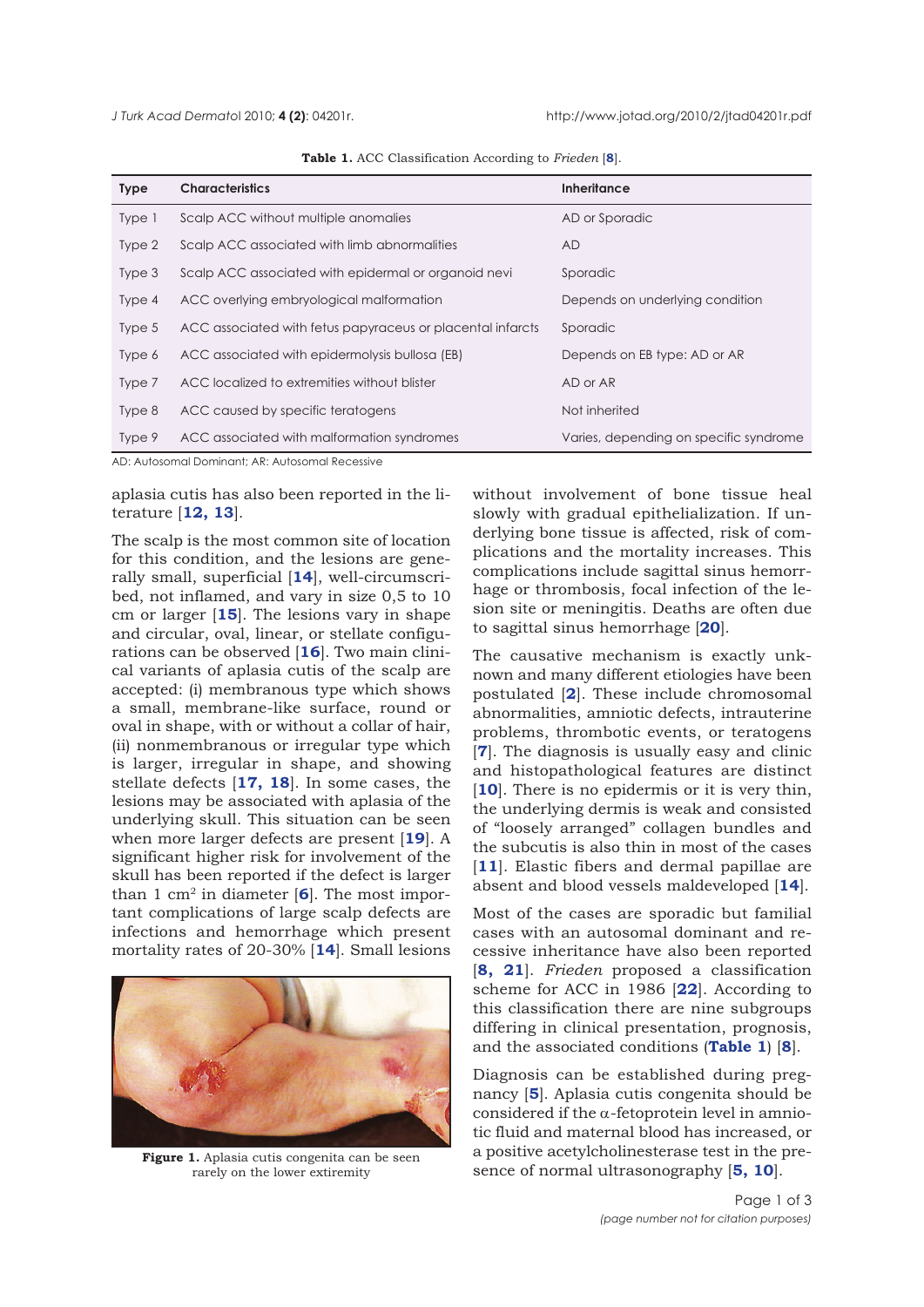**Table 1.** ACC Classification According to *Frieden* [8].

| Type | Characteristics | Inheritance |
|---|---|---|
| Type 1 | Scalp ACC without multiple anomalies | AD or Sporadic |
| Type 2 | Scalp ACC associated with limb abnormalities | AD |
| Type 3 | Scalp ACC associated with epidermal or organoid nevi | Sporadic |
| Type 4 | ACC overlying embryological malformation | Depends on underlying condition |
| Type 5 | ACC associated with fetus papyraceus or placental infarcts | Sporadic |
| Type 6 | ACC associated with epidermolysis bullosa (EB) | Depends on EB type: AD or AR |
| Type 7 | ACC localized to extremities without blister | AD or AR |
| Type 8 | ACC caused by specific teratogens | Not inherited |
| Type 9 | ACC associated with malformation syndromes | Varies, depending on specific syndrome |

AD: Autosomal Dominant; AR: Autosomal Recessive

aplasia cutis has also been reported in the literature [12, 13].

The scalp is the most common site of location for this condition, and the lesions are generally small, superficial [14], well-circumscribed, not inflamed, and vary in size 0,5 to 10 cm or larger [15]. The lesions vary in shape and circular, oval, linear, or stellate configurations can be observed [16]. Two main clinical variants of aplasia cutis of the scalp are accepted: (i) membranous type which shows a small, membrane-like surface, round or oval in shape, with or without a collar of hair, (ii) nonmembranous or irregular type which is larger, irregular in shape, and showing stellate defects [17, 18]. In some cases, the lesions may be associated with aplasia of the underlying skull. This situation can be seen when more larger defects are present [19]. A significant higher risk for involvement of the skull has been reported if the defect is larger than 1 $cm^2$ in diameter [6]. The most important complications of large scalp defects are infections and hemorrhage which present mortality rates of 20-30% [14]. Small lesions without involvement of bone tissue heal slowly with gradual epithelialization. If underlying bone tissue is affected, risk of complications and the mortality increases. This complications include sagittal sinus hemorrhage or thrombosis, focal infection of the lesion site or meningitis. Deaths are often due to sagittal sinus hemorrhage [20].

**Figure 1.** Aplasia cutis congenita can be seen rarely on the lower extiremity

The causative mechanism is exactly unknown and many different etiologies have been postulated [2]. These include chromosomal abnormalities, amniotic defects, intrauterine problems, thrombotic events, or teratogens [7]. The diagnosis is usually easy and clinic and histopathological features are distinct [10]. There is no epidermis or it is very thin, the underlying dermis is weak and consisted of "loosely arranged" collagen bundles and the subcutis is also thin in most of the cases [11]. Elastic fibers and dermal papillae are absent and blood vessels maldeveloped [14].

Most of the cases are sporadic but familial cases with an autosomal dominant and recessive inheritance have also been reported [8, 21]. *Frieden* proposed a classification scheme for ACC in 1986 [22]. According to this classification there are nine subgroups differing in clinical presentation, prognosis, and the associated conditions (**Table 1**) [8].

Diagnosis can be established during pregnancy [5]. Aplasia cutis congenita should be considered if the $\alpha$-fetoprotein level in amniotic fluid and maternal blood has increased, or a positive acetylcholinesterase test in the presence of normal ultrasonography [5, 10].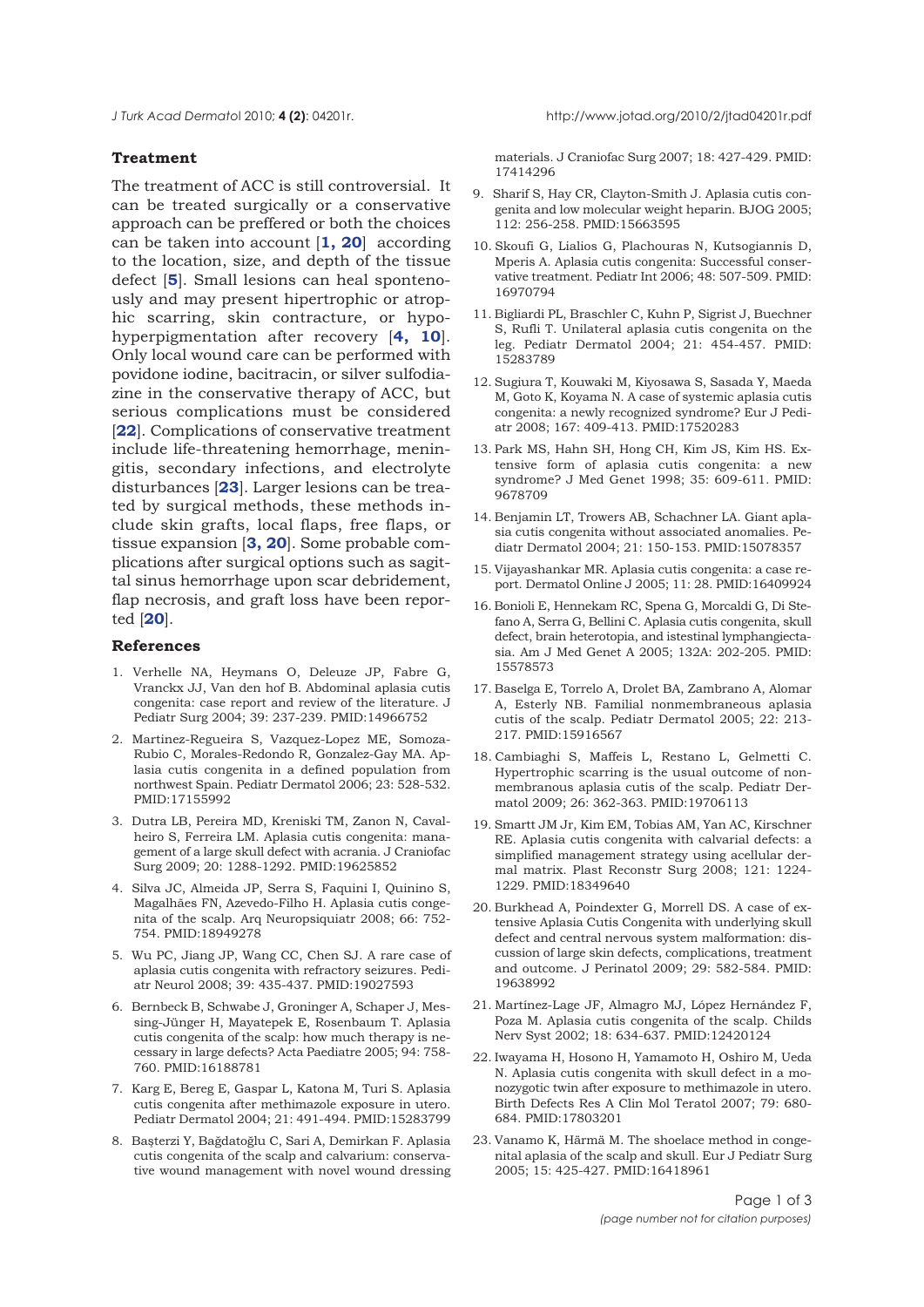## Treatment

The treatment of ACC is still controversial. It can be treated surgically or a conservative approach can be preffered or both the choices can be taken into account [**1, 20**] according to the location, size, and depth of the tissue defect [**5**]. Small lesions can heal spontenously and may present hipertrophic or atrophic scarring, skin contracture, or hypo-hyperpigmentation after recovery [**4, 10**]. Only local wound care can be performed with povidone iodine, bacitracin, or silver sulfodiazine in the conservative therapy of ACC, but serious complications must be considered [**22**]. Complications of conservative treatment include life-threatening hemorrhage, meningitis, secondary infections, and electrolyte disturbances [**23**]. Larger lesions can be treated by surgical methods, these methods include skin grafts, local flaps, free flaps, or tissue expansion [**3, 20**]. Some probable complications after surgical options such as sagittal sinus hemorrhage upon scar debridement, flap necrosis, and graft loss have been reported [**20**].

## References

1. Verhelle NA, Heymans O, Deleuze JP, Fabre G, Vranckx JJ, Van den hof B. Abdominal aplasia cutis congenita: case report and review of the literature. J Pediatr Surg 2004; 39: 237-239. PMID:14966752
2. Martinez-Regueira S, Vazquez-Lopez ME, Somoza-Rubio C, Morales-Redondo R, Gonzalez-Gay MA. Aplasia cutis congenita in a defined population from northwest Spain. Pediatr Dermatol 2006; 23: 528-532. PMID:17155992
3. Dutra LB, Pereira MD, Kreniski TM, Zanon N, Cavalheiro S, Ferreira LM. Aplasia cutis congenita: management of a large skull defect with acrania. J Craniofac Surg 2009; 20: 1288-1292. PMID:19625852
4. Silva JC, Almeida JP, Serra S, Faquini I, Quinino S, Magalhães FN, Azevedo-Filho H. Aplasia cutis congenita of the scalp. Arq Neuropsiquiatr 2008; 66: 752-754. PMID:18949278
5. Wu PC, Jiang JP, Wang CC, Chen SJ. A rare case of aplasia cutis congenita with refractory seizures. Pediatr Neurol 2008; 39: 435-437. PMID:19027593
6. Bernbeck B, Schwabe J, Groninger A, Schaper J, Messing-Jünger M, Mayatepek E, Rosenbaum T. Aplasia cutis congenita of the scalp: how much therapy is necessary in large defects? Acta Paediatre 2005; 94: 758-760. PMID:16188781
7. Karg E, Bereg E, Gaspar L, Katona M, Turi S. Aplasia cutis congenita after methimazole exposure in utero. Pediatr Dermatol 2004; 21: 491-494. PMID:15283799
8. Başterzi Y, Bağdatoğlu C, Sari A, Demirkan F. Aplasia cutis congenita of the scalp and calvarium: conservative wound management with novel wound dressing materials. J Craniofac Surg 2007; 18: 427-429. PMID:17414296
9. Sharif S, Hay CR, Clayton-Smith J. Aplasia cutis congenita and low molecular weight heparin. BJOG 2005; 112: 256-258. PMID:15663595
10. Skoufi G, Lialios G, Plachouras N, Kutsogiannis D, Mperis A. Aplasia cutis congenita: Successful conservative treatment. Pediatr Int 2006; 48: 507-509. PMID:16970794
11. Bigliardi PL, Braschler C, Kuhn P, Sigrist J, Buechner S, Rufli T. Unilateral aplasia cutis congenita on the leg. Pediatr Dermatol 2004; 21: 454-457. PMID:15283789
12. Sugiura T, Kouwaki M, Kiyosawa S, Sasada Y, Maeda M, Goto K, Koyama N. A case of systemic aplasia cutis congenita: a newly recognized syndrome? Eur J Pediatr 2008; 167: 409-413. PMID:17520283
13. Park MS, Hahn SH, Hong CH, Kim JS, Kim HS. Extensive form of aplasia cutis congenita: a new syndrome? J Med Genet 1998; 35: 609-611. PMID:9678709
14. Benjamin LT, Trowers AB, Schachner LA. Giant aplasia cutis congenita without associated anomalies. Pediatr Dermatol 2004; 21: 150-153. PMID:15078357
15. Vijayashankar MR. Aplasia cutis congenita: a case report. Dermatol Online J 2005; 11: 28. PMID:16409924
16. Bonioli E, Hennekam RC, Spena G, Morcaldi G, Di Stefano A, Serra G, Bellini C. Aplasia cutis congenita, skull defect, brain heterotopia, and istestinal lymphangiectasia. Am J Med Genet A 2005; 132A: 202-205. PMID:15578573
17. Baselga E, Torrelo A, Drolet BA, Zambrano A, Alomar A, Esterly NB. Familial nonmembraneous aplasia cutis of the scalp. Pediatr Dermatol 2005; 22: 213-217. PMID:15916567
18. Cambiaghi S, Maffeis L, Restano L, Gelmetti C. Hypertrophic scarring is the usual outcome of nonmembranous aplasia cutis of the scalp. Pediatr Dermatol 2009; 26: 362-363. PMID:19706113
19. Smartt JM Jr, Kim EM, Tobias AM, Yan AC, Kirschner RE. Aplasia cutis congenita with calvarial defects: a simplified management strategy using acellular dermal matrix. Plast Reconstr Surg 2008; 121: 1224-1229. PMID:18349640
20. Burkhead A, Poindexter G, Morrell DS. A case of extensive Aplasia Cutis Congenita with underlying skull defect and central nervous system malformation: discussion of large skin defects, complications, treatment and outcome. J Perinatol 2009; 29: 582-584. PMID:19638992
21. Martínez-Lage JF, Almagro MJ, López Hernández F, Poza M. Aplasia cutis congenita of the scalp. Childs Nerv Syst 2002; 18: 634-637. PMID:12420124
22. Iwayama H, Hosono H, Yamamoto H, Oshiro M, Ueda N. Aplasia cutis congenita with skull defect in a monozygotic twin after exposure to methimazole in utero. Birth Defects Res A Clin Mol Teratol 2007; 79: 680-684. PMID:17803201
23. Vanamo K, Härmä M. The shoelace method in congenital aplasia of the scalp and skull. Eur J Pediatr Surg 2005; 15: 425-427. PMID:16418961